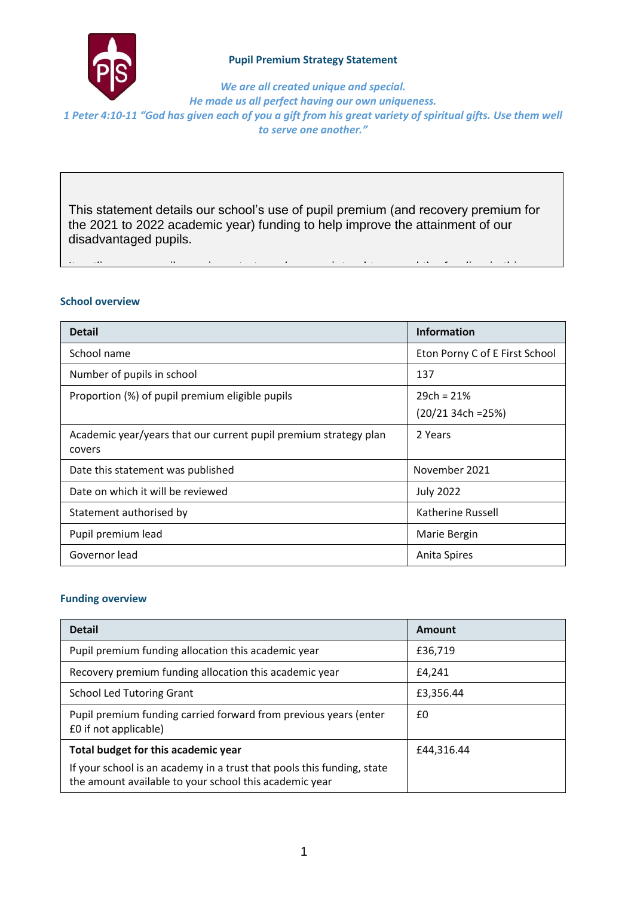**Pupil Premium Strategy Statement**

*We are all created unique and special.*
*He made us all perfect having our own uniqueness.*
*1 Peter 4:10-11 "God has given each of you a gift from his great variety of spiritual gifts. Use them well to serve one another."*

This statement details our school's use of pupil premium (and recovery premium for the 2021 to 2022 academic year) funding to help improve the attainment of our disadvantaged pupils.

### School overview

| Detail | Information |
| --- | --- |
| School name | Eton Porny C of E First School |
| Number of pupils in school | 137 |
| Proportion (%) of pupil premium eligible pupils | 29ch = 21%<br>(20/21 34ch =25%) |
| Academic year/years that our current pupil premium strategy plan covers | 2 Years |
| Date this statement was published | November 2021 |
| Date on which it will be reviewed | July 2022 |
| Statement authorised by | Katherine Russell |
| Pupil premium lead | Marie Bergin |
| Governor lead | Anita Spires |

### Funding overview

| Detail | Amount |
| --- | --- |
| Pupil premium funding allocation this academic year | £36,719 |
| Recovery premium funding allocation this academic year | £4,241 |
| School Led Tutoring Grant | £3,356.44 |
| Pupil premium funding carried forward from previous years (enter £0 if not applicable) | £0 |
| **Total budget for this academic year**<br>If your school is an academy in a trust that pools this funding, state the amount available to your school this academic year | £44,316.44 |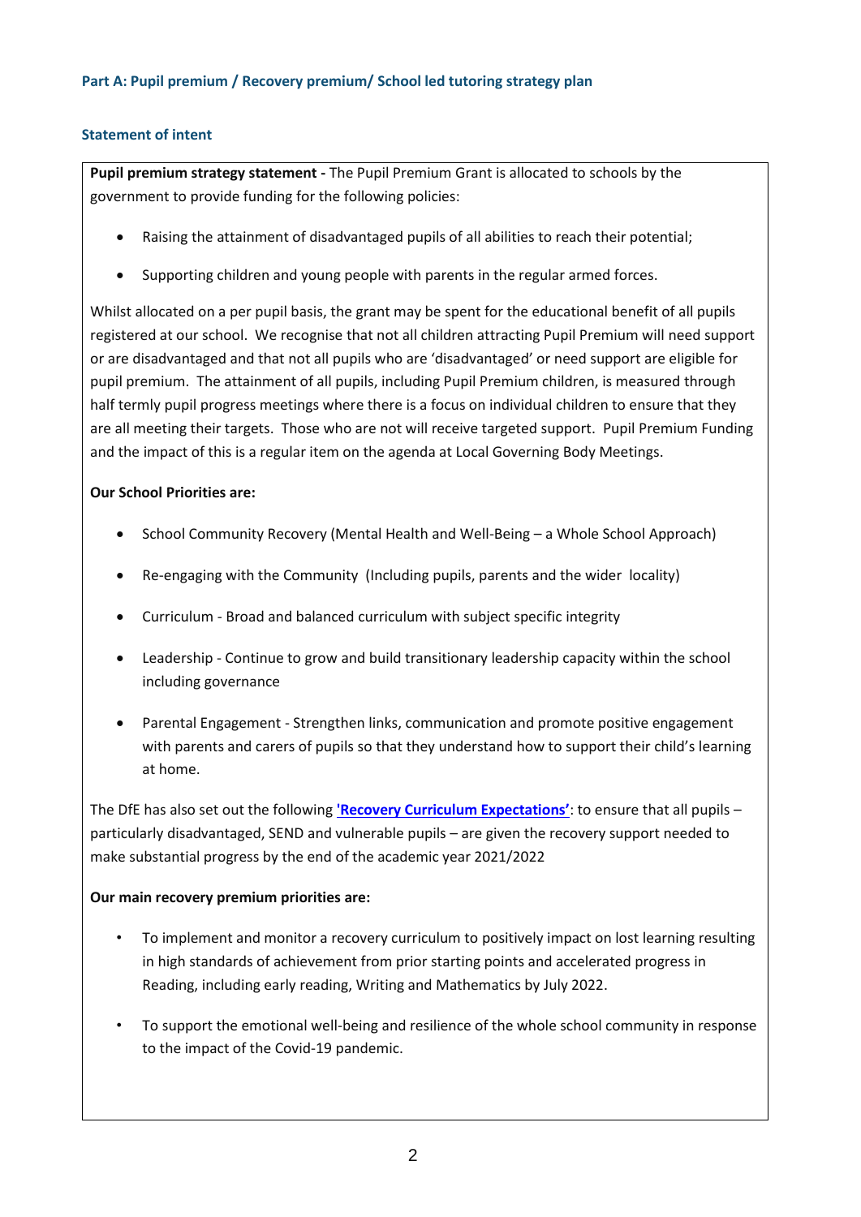## Part A: Pupil premium / Recovery premium/ School led tutoring strategy plan

### Statement of intent

**Pupil premium strategy statement -** The Pupil Premium Grant is allocated to schools by the government to provide funding for the following policies:

- Raising the attainment of disadvantaged pupils of all abilities to reach their potential;
- Supporting children and young people with parents in the regular armed forces.

Whilst allocated on a per pupil basis, the grant may be spent for the educational benefit of all pupils registered at our school. We recognise that not all children attracting Pupil Premium will need support or are disadvantaged and that not all pupils who are 'disadvantaged' or need support are eligible for pupil premium. The attainment of all pupils, including Pupil Premium children, is measured through half termly pupil progress meetings where there is a focus on individual children to ensure that they are all meeting their targets. Those who are not will receive targeted support. Pupil Premium Funding and the impact of this is a regular item on the agenda at Local Governing Body Meetings.

**Our School Priorities are:**

- School Community Recovery (Mental Health and Well-Being – a Whole School Approach)
- Re-engaging with the Community (Including pupils, parents and the wider locality)
- Curriculum - Broad and balanced curriculum with subject specific integrity
- Leadership - Continue to grow and build transitionary leadership capacity within the school including governance
- Parental Engagement - Strengthen links, communication and promote positive engagement with parents and carers of pupils so that they understand how to support their child's learning at home.

The DfE has also set out the following **'Recovery Curriculum Expectations'**: to ensure that all pupils – particularly disadvantaged, SEND and vulnerable pupils – are given the recovery support needed to make substantial progress by the end of the academic year 2021/2022

**Our main recovery premium priorities are:**

- To implement and monitor a recovery curriculum to positively impact on lost learning resulting in high standards of achievement from prior starting points and accelerated progress in Reading, including early reading, Writing and Mathematics by July 2022.
- To support the emotional well-being and resilience of the whole school community in response to the impact of the Covid-19 pandemic.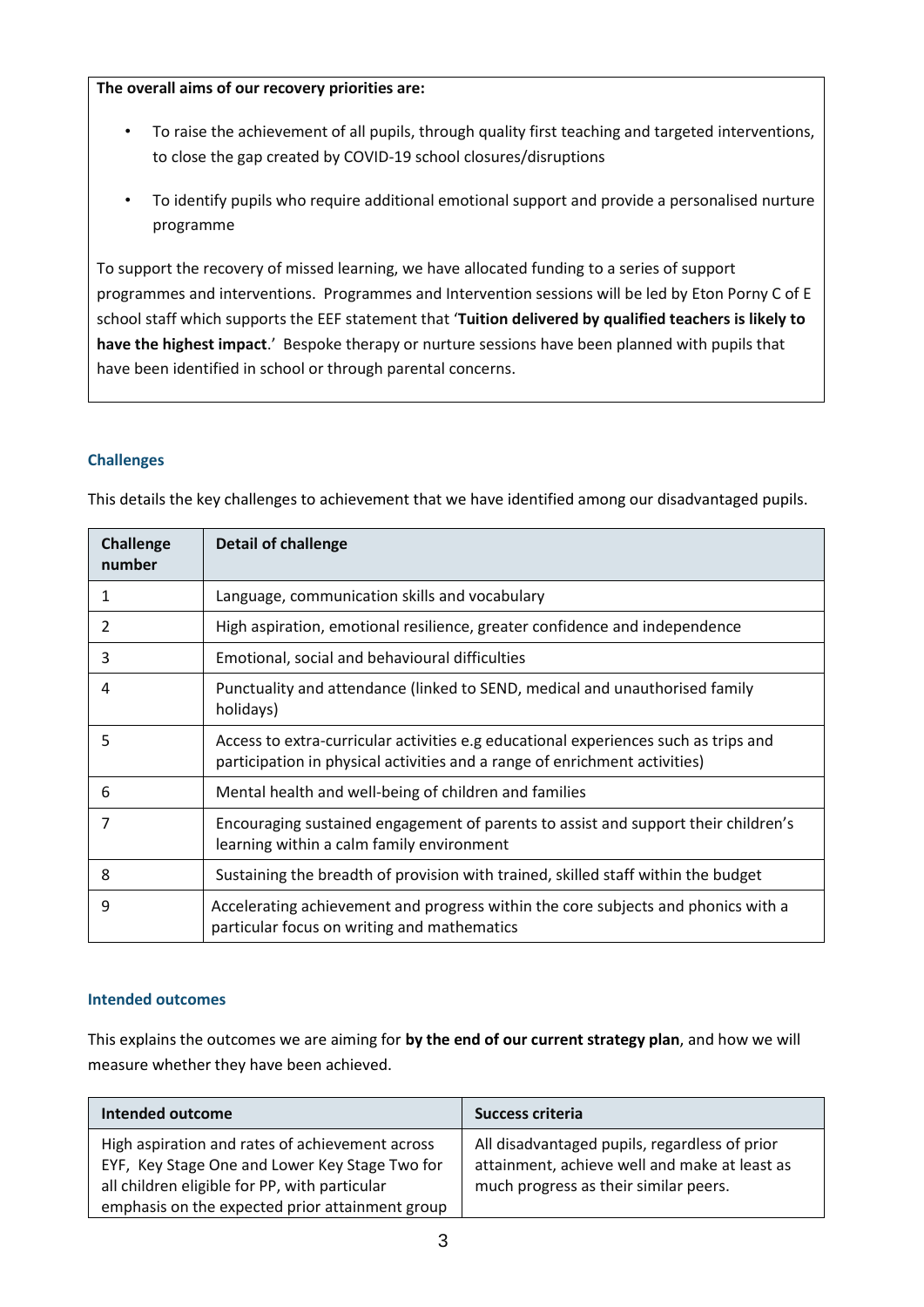**The overall aims of our recovery priorities are:**

- To raise the achievement of all pupils, through quality first teaching and targeted interventions, to close the gap created by COVID-19 school closures/disruptions
- To identify pupils who require additional emotional support and provide a personalised nurture programme

To support the recovery of missed learning, we have allocated funding to a series of support programmes and interventions. Programmes and Intervention sessions will be led by Eton Porny C of E school staff which supports the EEF statement that '**Tuition delivered by qualified teachers is likely to have the highest impact**.' Bespoke therapy or nurture sessions have been planned with pupils that have been identified in school or through parental concerns.

### Challenges

This details the key challenges to achievement that we have identified among our disadvantaged pupils.

| Challenge number | Detail of challenge |
|---|---|
| 1 | Language, communication skills and vocabulary |
| 2 | High aspiration, emotional resilience, greater confidence and independence |
| 3 | Emotional, social and behavioural difficulties |
| 4 | Punctuality and attendance (linked to SEND, medical and unauthorised family holidays) |
| 5 | Access to extra-curricular activities e.g educational experiences such as trips and participation in physical activities and a range of enrichment activities) |
| 6 | Mental health and well-being of children and families |
| 7 | Encouraging sustained engagement of parents to assist and support their children's learning within a calm family environment |
| 8 | Sustaining the breadth of provision with trained, skilled staff within the budget |
| 9 | Accelerating achievement and progress within the core subjects and phonics with a particular focus on writing and mathematics |

### Intended outcomes

This explains the outcomes we are aiming for **by the end of our current strategy plan**, and how we will measure whether they have been achieved.

| Intended outcome | Success criteria |
|---|---|
| High aspiration and rates of achievement across EYF, Key Stage One and Lower Key Stage Two for all children eligible for PP, with particular emphasis on the expected prior attainment group | All disadvantaged pupils, regardless of prior attainment, achieve well and make at least as much progress as their similar peers. |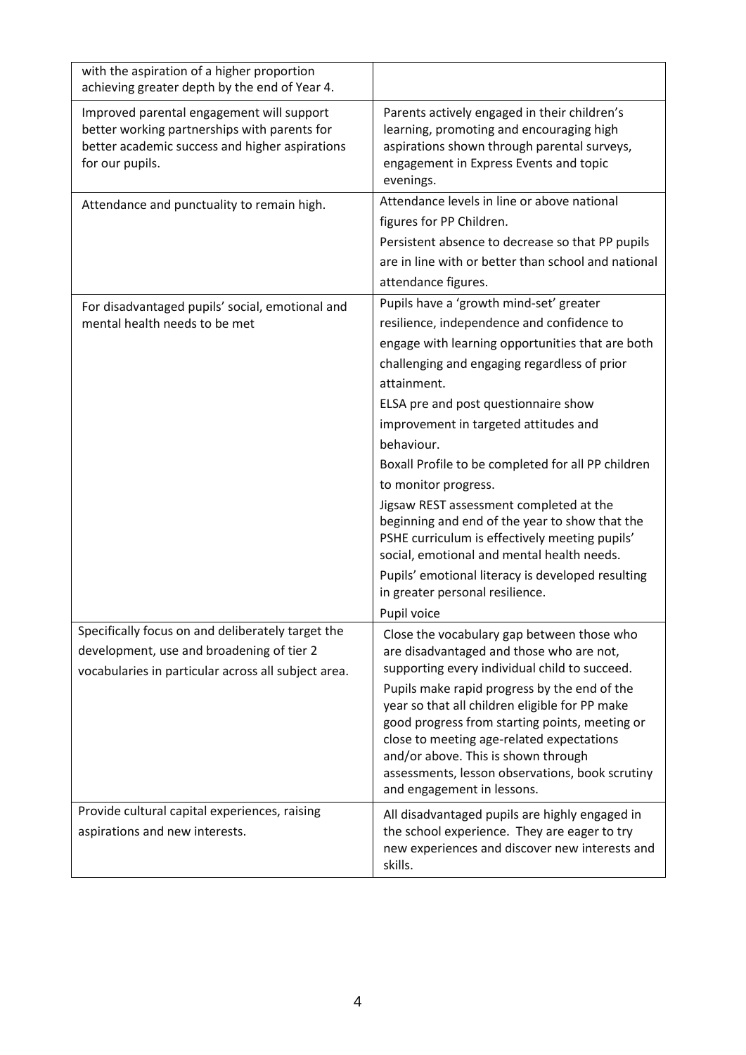| | |
|---|---|
| with the aspiration of a higher proportion achieving greater depth by the end of Year 4. | |
| Improved parental engagement will support better working partnerships with parents for better academic success and higher aspirations for our pupils. | Parents actively engaged in their children's learning, promoting and encouraging high aspirations shown through parental surveys, engagement in Express Events and topic evenings. |
| Attendance and punctuality to remain high. | Attendance levels in line or above national figures for PP Children.<br>Persistent absence to decrease so that PP pupils are in line with or better than school and national attendance figures. |
| For disadvantaged pupils' social, emotional and mental health needs to be met | Pupils have a 'growth mind-set' greater resilience, independence and confidence to engage with learning opportunities that are both challenging and engaging regardless of prior attainment.<br>ELSA pre and post questionnaire show improvement in targeted attitudes and behaviour.<br>Boxall Profile to be completed for all PP children to monitor progress.<br>Jigsaw REST assessment completed at the beginning and end of the year to show that the PSHE curriculum is effectively meeting pupils' social, emotional and mental health needs.<br>Pupils' emotional literacy is developed resulting in greater personal resilience.<br>Pupil voice |
| Specifically focus on and deliberately target the development, use and broadening of tier 2 vocabularies in particular across all subject area. | Close the vocabulary gap between those who are disadvantaged and those who are not, supporting every individual child to succeed.<br>Pupils make rapid progress by the end of the year so that all children eligible for PP make good progress from starting points, meeting or close to meeting age-related expectations and/or above. This is shown through assessments, lesson observations, book scrutiny and engagement in lessons. |
| Provide cultural capital experiences, raising aspirations and new interests. | All disadvantaged pupils are highly engaged in the school experience. They are eager to try new experiences and discover new interests and skills. |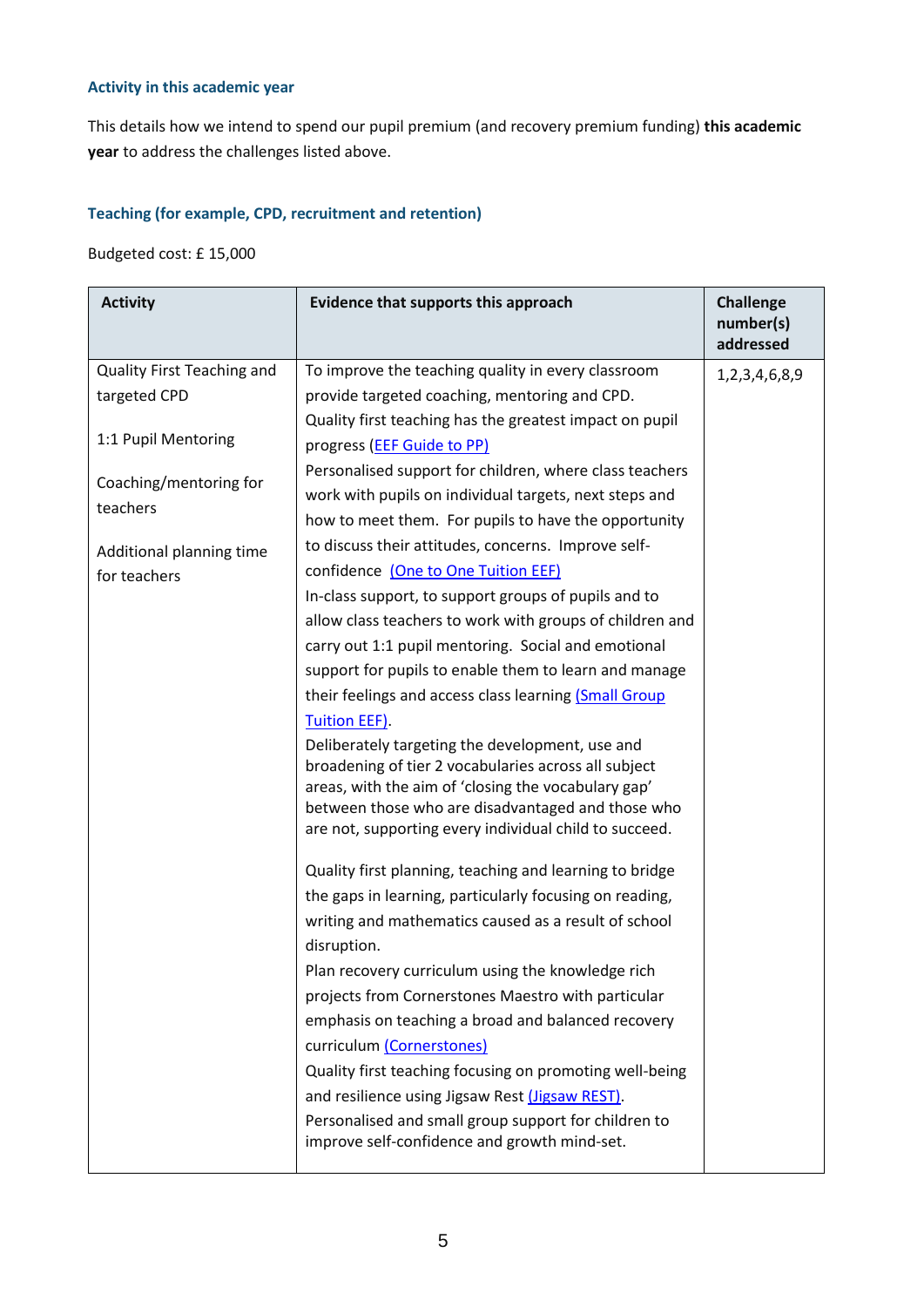### Activity in this academic year

This details how we intend to spend our pupil premium (and recovery premium funding) **this academic year** to address the challenges listed above.

### Teaching (for example, CPD, recruitment and retention)

Budgeted cost: £ 15,000

| Activity | Evidence that supports this approach | Challenge number(s) addressed |
|---|---|---|
| Quality First Teaching and targeted CPD<br><br>1:1 Pupil Mentoring<br><br>Coaching/mentoring for teachers<br><br>Additional planning time for teachers | To improve the teaching quality in every classroom provide targeted coaching, mentoring and CPD.<br>Quality first teaching has the greatest impact on pupil progress (EEF Guide to PP)<br>Personalised support for children, where class teachers work with pupils on individual targets, next steps and how to meet them. For pupils to have the opportunity to discuss their attitudes, concerns. Improve self-confidence (One to One Tuition EEF)<br>In-class support, to support groups of pupils and to allow class teachers to work with groups of children and carry out 1:1 pupil mentoring. Social and emotional support for pupils to enable them to learn and manage their feelings and access class learning (Small Group Tuition EEF).<br>Deliberately targeting the development, use and broadening of tier 2 vocabularies across all subject areas, with the aim of 'closing the vocabulary gap' between those who are disadvantaged and those who are not, supporting every individual child to succeed.<br><br>Quality first planning, teaching and learning to bridge the gaps in learning, particularly focusing on reading, writing and mathematics caused as a result of school disruption.<br>Plan recovery curriculum using the knowledge rich projects from Cornerstones Maestro with particular emphasis on teaching a broad and balanced recovery curriculum (Cornerstones)<br>Quality first teaching focusing on promoting well-being and resilience using Jigsaw Rest (Jigsaw REST).<br>Personalised and small group support for children to improve self-confidence and growth mind-set. | 1,2,3,4,6,8,9 |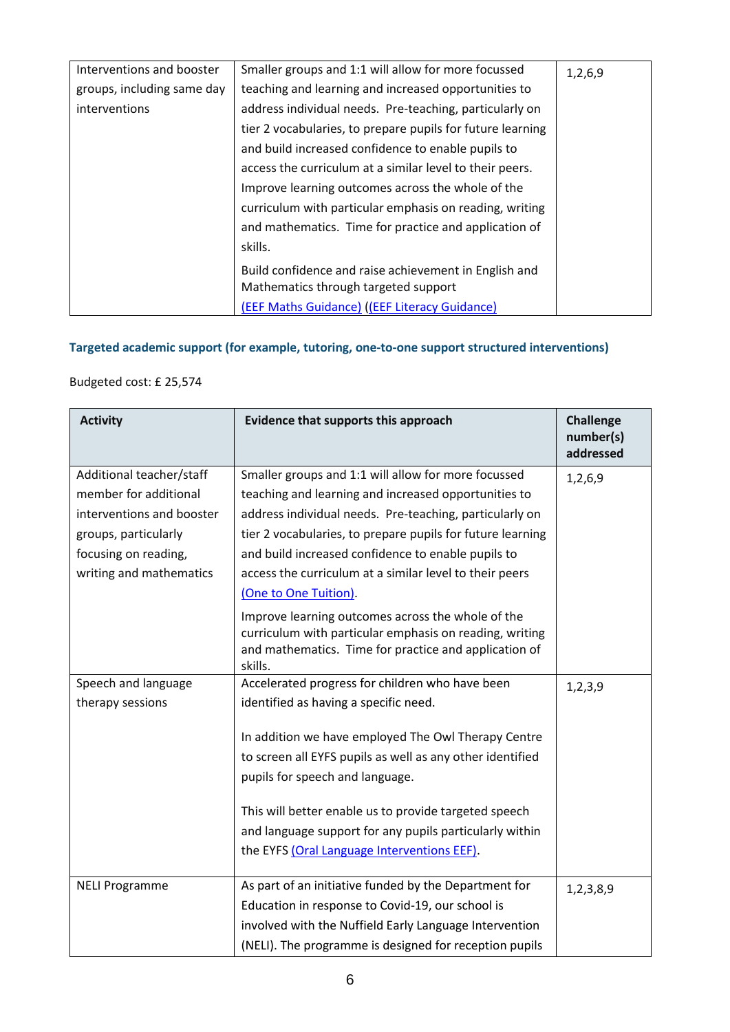| | | |
|---|---|---|
| Interventions and booster groups, including same day interventions | Smaller groups and 1:1 will allow for more focussed teaching and learning and increased opportunities to address individual needs. Pre-teaching, particularly on tier 2 vocabularies, to prepare pupils for future learning and build increased confidence to enable pupils to access the curriculum at a similar level to their peers. Improve learning outcomes across the whole of the curriculum with particular emphasis on reading, writing and mathematics. Time for practice and application of skills.<br><br>Build confidence and raise achievement in English and Mathematics through targeted support (EEF Maths Guidance) ((EEF Literacy Guidance) | 1,2,6,9 |

### Targeted academic support (for example, tutoring, one-to-one support structured interventions)

Budgeted cost: £ 25,574

| Activity | Evidence that supports this approach | Challenge number(s) addressed |
|---|---|---|
| Additional teacher/staff member for additional interventions and booster groups, particularly focusing on reading, writing and mathematics | Smaller groups and 1:1 will allow for more focussed teaching and learning and increased opportunities to address individual needs. Pre-teaching, particularly on tier 2 vocabularies, to prepare pupils for future learning and build increased confidence to enable pupils to access the curriculum at a similar level to their peers (One to One Tuition).<br><br>Improve learning outcomes across the whole of the curriculum with particular emphasis on reading, writing and mathematics. Time for practice and application of skills. | 1,2,6,9 |
| Speech and language therapy sessions | Accelerated progress for children who have been identified as having a specific need.<br><br>In addition we have employed The Owl Therapy Centre to screen all EYFS pupils as well as any other identified pupils for speech and language.<br><br>This will better enable us to provide targeted speech and language support for any pupils particularly within the EYFS (Oral Language Interventions EEF). | 1,2,3,9 |
| NELI Programme | As part of an initiative funded by the Department for Education in response to Covid-19, our school is involved with the Nuffield Early Language Intervention (NELI). The programme is designed for reception pupils | 1,2,3,8,9 |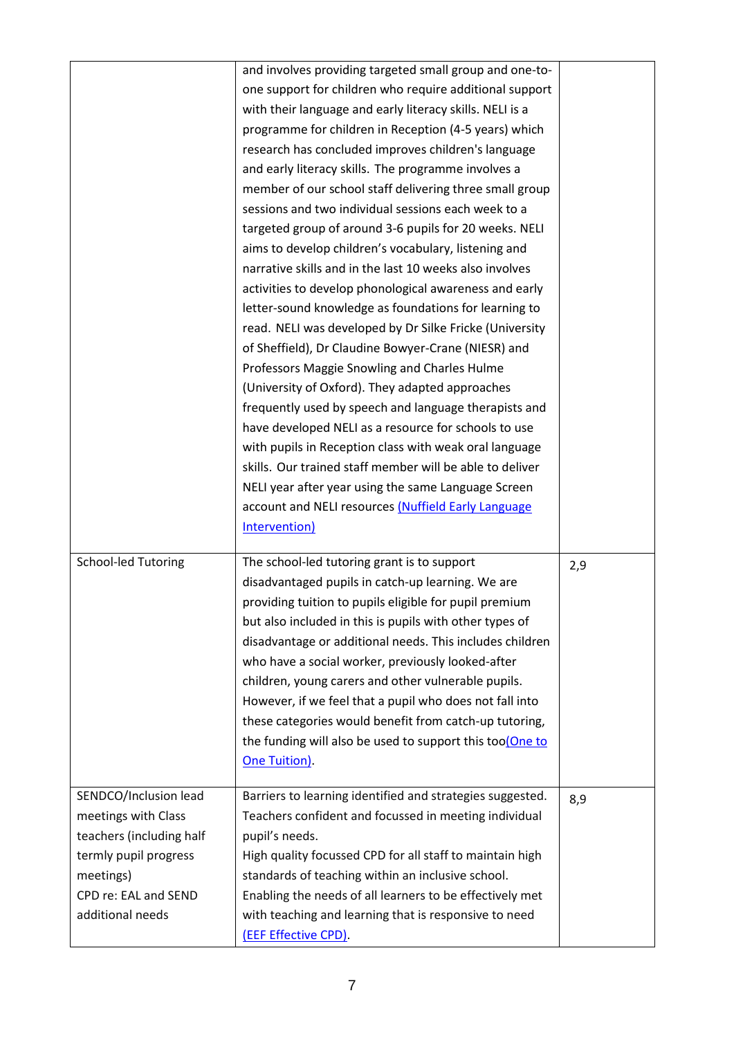| | | |
|---|---|---|
| | and involves providing targeted small group and one-to-one support for children who require additional support with their language and early literacy skills. NELI is a programme for children in Reception (4-5 years) which research has concluded improves children's language and early literacy skills. The programme involves a member of our school staff delivering three small group sessions and two individual sessions each week to a targeted group of around 3-6 pupils for 20 weeks. NELI aims to develop children's vocabulary, listening and narrative skills and in the last 10 weeks also involves activities to develop phonological awareness and early letter-sound knowledge as foundations for learning to read. NELI was developed by Dr Silke Fricke (University of Sheffield), Dr Claudine Bowyer-Crane (NIESR) and Professors Maggie Snowling and Charles Hulme (University of Oxford). They adapted approaches frequently used by speech and language therapists and have developed NELI as a resource for schools to use with pupils in Reception class with weak oral language skills. Our trained staff member will be able to deliver NELI year after year using the same Language Screen account and NELI resources (Nuffield Early Language Intervention) | |
| School-led Tutoring | The school-led tutoring grant is to support disadvantaged pupils in catch-up learning. We are providing tuition to pupils eligible for pupil premium but also included in this is pupils with other types of disadvantage or additional needs. This includes children who have a social worker, previously looked-after children, young carers and other vulnerable pupils. However, if we feel that a pupil who does not fall into these categories would benefit from catch-up tutoring, the funding will also be used to support this too(One to One Tuition). | 2,9 |
| SENDCO/Inclusion lead meetings with Class teachers (including half termly pupil progress meetings)<br>CPD re: EAL and SEND additional needs | Barriers to learning identified and strategies suggested. Teachers confident and focussed in meeting individual pupil's needs.<br>High quality focussed CPD for all staff to maintain high standards of teaching within an inclusive school.<br>Enabling the needs of all learners to be effectively met with teaching and learning that is responsive to need (EEF Effective CPD). | 8,9 |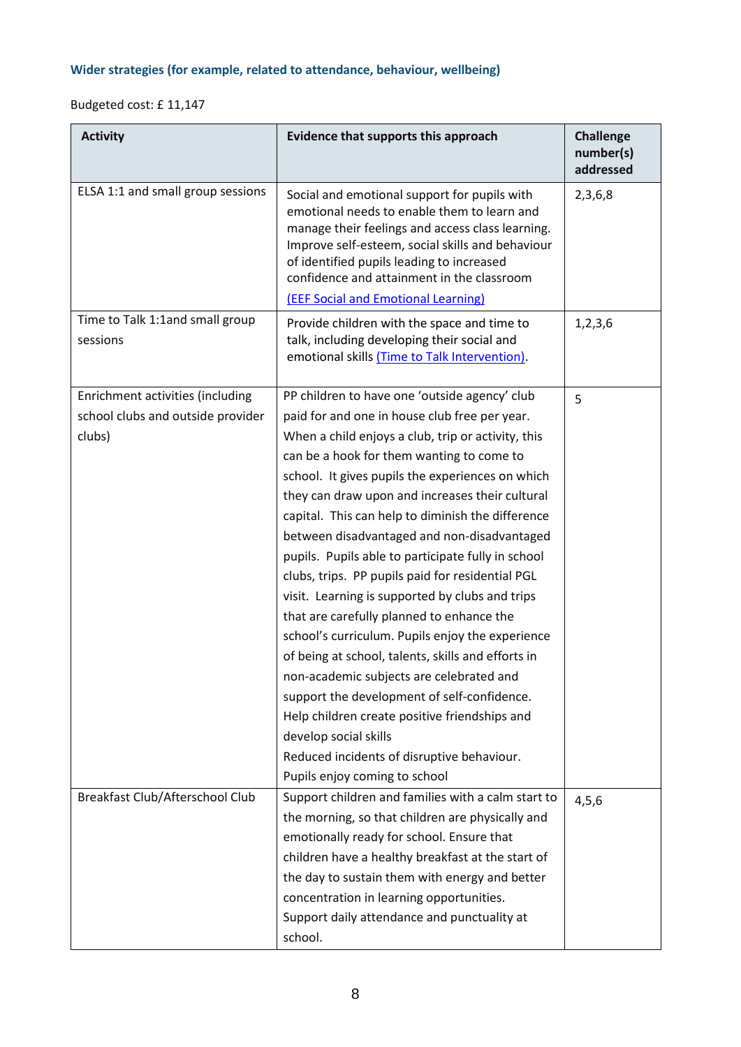### Wider strategies (for example, related to attendance, behaviour, wellbeing)

Budgeted cost: £ 11,147

| Activity | Evidence that supports this approach | Challenge number(s) addressed |
|---|---|---|
| ELSA 1:1 and small group sessions | Social and emotional support for pupils with emotional needs to enable them to learn and manage their feelings and access class learning. Improve self-esteem, social skills and behaviour of identified pupils leading to increased confidence and attainment in the classroom<br>[(EEF Social and Emotional Learning)]() | 2,3,6,8 |
| Time to Talk 1:1and small group sessions | Provide children with the space and time to talk, including developing their social and emotional skills [(Time to Talk Intervention)](). | 1,2,3,6 |
| Enrichment activities (including school clubs and outside provider clubs) | PP children to have one 'outside agency' club paid for and one in house club free per year. When a child enjoys a club, trip or activity, this can be a hook for them wanting to come to school. It gives pupils the experiences on which they can draw upon and increases their cultural capital. This can help to diminish the difference between disadvantaged and non-disadvantaged pupils. Pupils able to participate fully in school clubs, trips. PP pupils paid for residential PGL visit. Learning is supported by clubs and trips that are carefully planned to enhance the school's curriculum. Pupils enjoy the experience of being at school, talents, skills and efforts in non-academic subjects are celebrated and support the development of self-confidence. Help children create positive friendships and develop social skills<br>Reduced incidents of disruptive behaviour.<br>Pupils enjoy coming to school | 5 |
| Breakfast Club/Afterschool Club | Support children and families with a calm start to the morning, so that children are physically and emotionally ready for school. Ensure that children have a healthy breakfast at the start of the day to sustain them with energy and better concentration in learning opportunities.<br>Support daily attendance and punctuality at school. | 4,5,6 |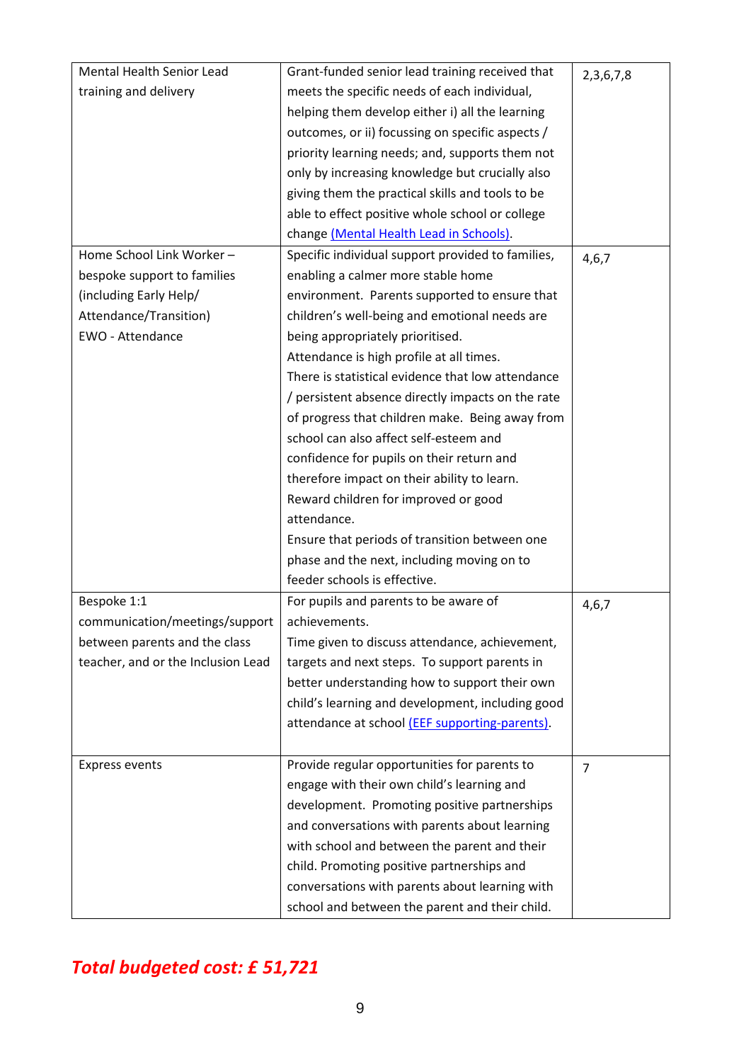| | | |
|---|---|---|
| Mental Health Senior Lead training and delivery | Grant-funded senior lead training received that meets the specific needs of each individual, helping them develop either i) all the learning outcomes, or ii) focussing on specific aspects / priority learning needs; and, supports them not only by increasing knowledge but crucially also giving them the practical skills and tools to be able to effect positive whole school or college change (Mental Health Lead in Schools). | 2,3,6,7,8 |
| Home School Link Worker – bespoke support to families (including Early Help/ Attendance/Transition)<br>EWO - Attendance | Specific individual support provided to families, enabling a calmer more stable home environment. Parents supported to ensure that children's well-being and emotional needs are being appropriately prioritised.<br>Attendance is high profile at all times.<br>There is statistical evidence that low attendance / persistent absence directly impacts on the rate of progress that children make. Being away from school can also affect self-esteem and confidence for pupils on their return and therefore impact on their ability to learn.<br>Reward children for improved or good attendance.<br>Ensure that periods of transition between one phase and the next, including moving on to feeder schools is effective. | 4,6,7 |
| Bespoke 1:1 communication/meetings/support between parents and the class teacher, and or the Inclusion Lead | For pupils and parents to be aware of achievements.<br>Time given to discuss attendance, achievement, targets and next steps. To support parents in better understanding how to support their own child's learning and development, including good attendance at school (EEF supporting-parents). | 4,6,7 |
| Express events | Provide regular opportunities for parents to engage with their own child's learning and development. Promoting positive partnerships and conversations with parents about learning with school and between the parent and their child. Promoting positive partnerships and conversations with parents about learning with school and between the parent and their child. | 7 |

## ***Total budgeted cost: £ 51,721***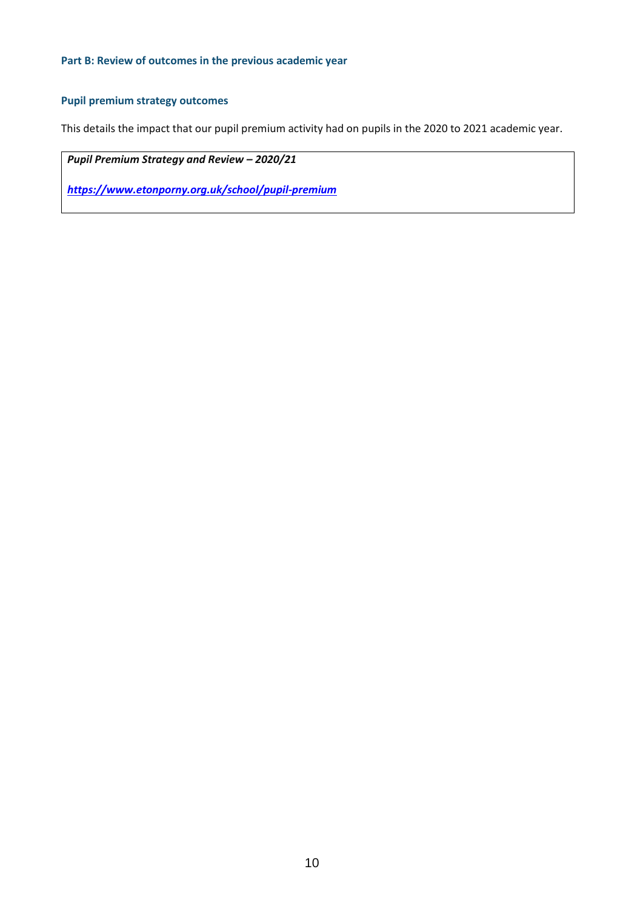### Part B: Review of outcomes in the previous academic year

### Pupil premium strategy outcomes

This details the impact that our pupil premium activity had on pupils in the 2020 to 2021 academic year.

***Pupil Premium Strategy and Review – 2020/21***

***https://www.etonporny.org.uk/school/pupil-premium***